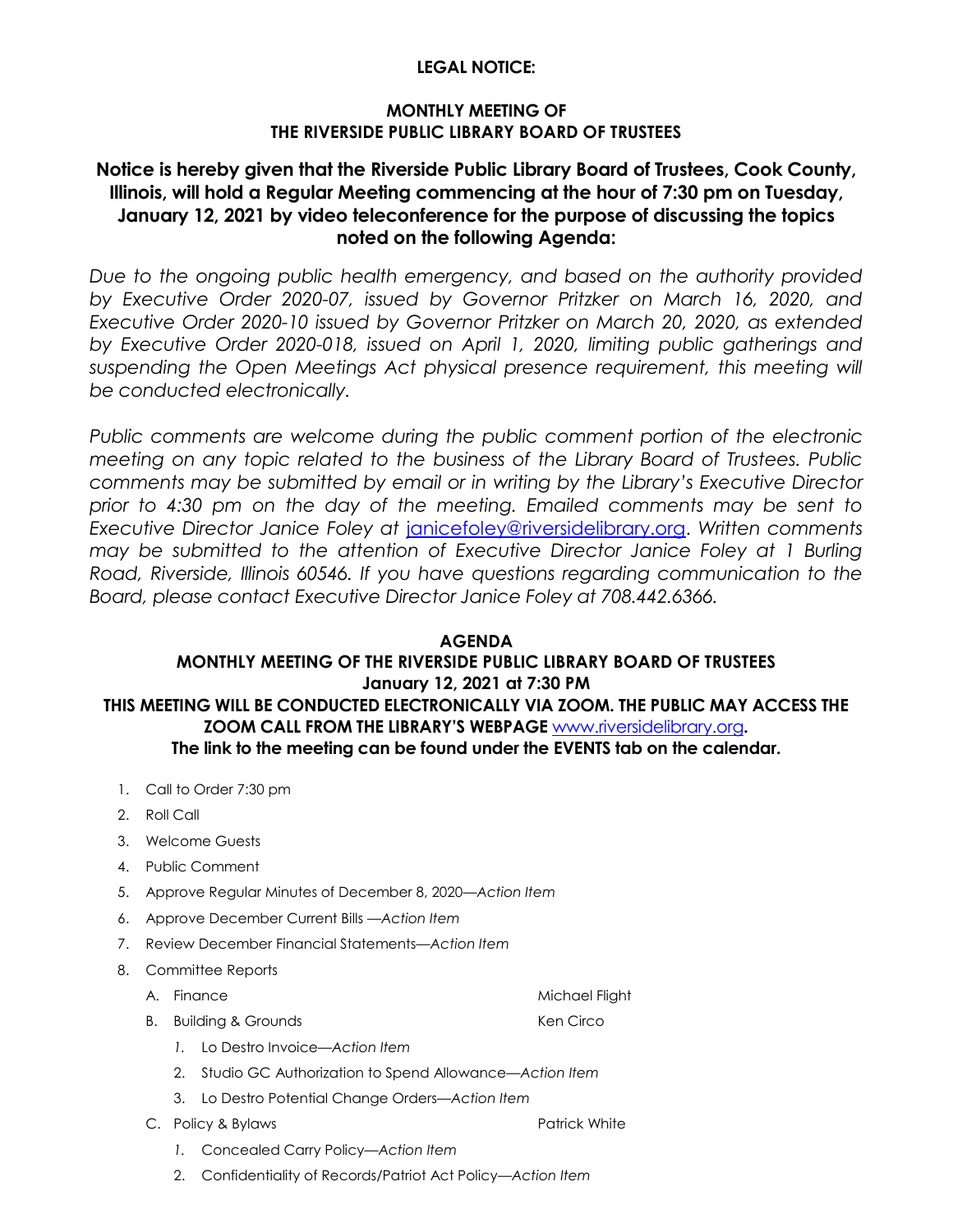**LEGAL NOTICE:**

**MONTHLY MEETING OF THE RIVERSIDE PUBLIC LIBRARY BOARD OF TRUSTEES**

**Notice is hereby given that the Riverside Public Library Board of Trustees, Cook County, Illinois, will hold a Regular Meeting commencing at the hour of 7:30 pm on Tuesday, January 12, 2021 by video teleconference for the purpose of discussing the topics noted on the following Agenda:**

*Due to the ongoing public health emergency, and based on the authority provided by Executive Order 2020-07, issued by Governor Pritzker on March 16, 2020, and Executive Order 2020-10 issued by Governor Pritzker on March 20, 2020, as extended by Executive Order 2020-018, issued on April 1, 2020, limiting public gatherings and suspending the Open Meetings Act physical presence requirement, this meeting will be conducted electronically.*

*Public comments are welcome during the public comment portion of the electronic meeting on any topic related to the business of the Library Board of Trustees. Public comments may be submitted by email or in writing by the Library's Executive Director prior to 4:30 pm on the day of the meeting. Emailed comments may be sent to Executive Director Janice Foley at* janicefoley@riversidelibrary.org*. Written comments may be submitted to the attention of Executive Director Janice Foley at 1 Burling Road, Riverside, Illinois 60546. If you have questions regarding communication to the Board, please contact Executive Director Janice Foley at 708.442.6366.*

**AGENDA**
**MONTHLY MEETING OF THE RIVERSIDE PUBLIC LIBRARY BOARD OF TRUSTEES**
**January 12, 2021 at 7:30 PM**
**THIS MEETING WILL BE CONDUCTED ELECTRONICALLY VIA ZOOM. THE PUBLIC MAY ACCESS THE ZOOM CALL FROM THE LIBRARY'S WEBPAGE** www.riversidelibrary.org**.**
**The link to the meeting can be found under the EVENTS tab on the calendar.**

1. Call to Order 7:30 pm
2. Roll Call
3. Welcome Guests
4. Public Comment
5. Approve Regular Minutes of December 8, 2020—*Action Item*
6. Approve December Current Bills —*Action Item*
7. Review December Financial Statements—*Action Item*
8. Committee Reports
   A. Finance — Michael Flight
   B. Building & Grounds — Ken Circo
      1. Lo Destro Invoice—*Action Item*
      2. Studio GC Authorization to Spend Allowance—*Action Item*
      3. Lo Destro Potential Change Orders—*Action Item*
   C. Policy & Bylaws — Patrick White
      1. Concealed Carry Policy—*Action Item*
      2. Confidentiality of Records/Patriot Act Policy—*Action Item*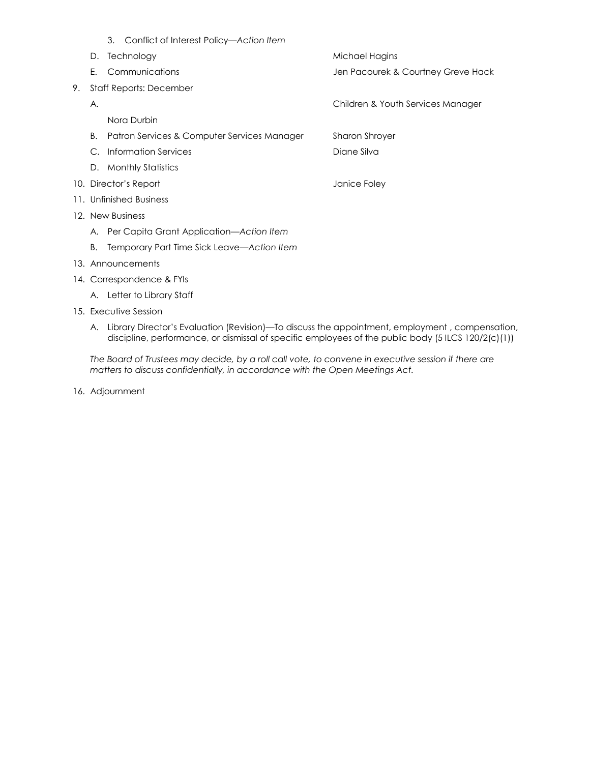3. Conflict of Interest Policy—*Action Item*

D. Technology — Michael Hagins

E. Communications — Jen Pacourek & Courtney Greve Hack

9. Staff Reports: December

   A. Children & Youth Services Manager

      Nora Durbin

   B. Patron Services & Computer Services Manager — Sharon Shroyer

   C. Information Services — Diane Silva

   D. Monthly Statistics

10. Director's Report — Janice Foley

11. Unfinished Business

12. New Business

    A. Per Capita Grant Application—*Action Item*

    B. Temporary Part Time Sick Leave—*Action Item*

13. Announcements

14. Correspondence & FYIs

    A. Letter to Library Staff

15. Executive Session

    A. Library Director's Evaluation (Revision)—To discuss the appointment, employment , compensation, discipline, performance, or dismissal of specific employees of the public body (5 ILCS 120/2(c)(1))

    *The Board of Trustees may decide, by a roll call vote, to convene in executive session if there are matters to discuss confidentially, in accordance with the Open Meetings Act.*

16. Adjournment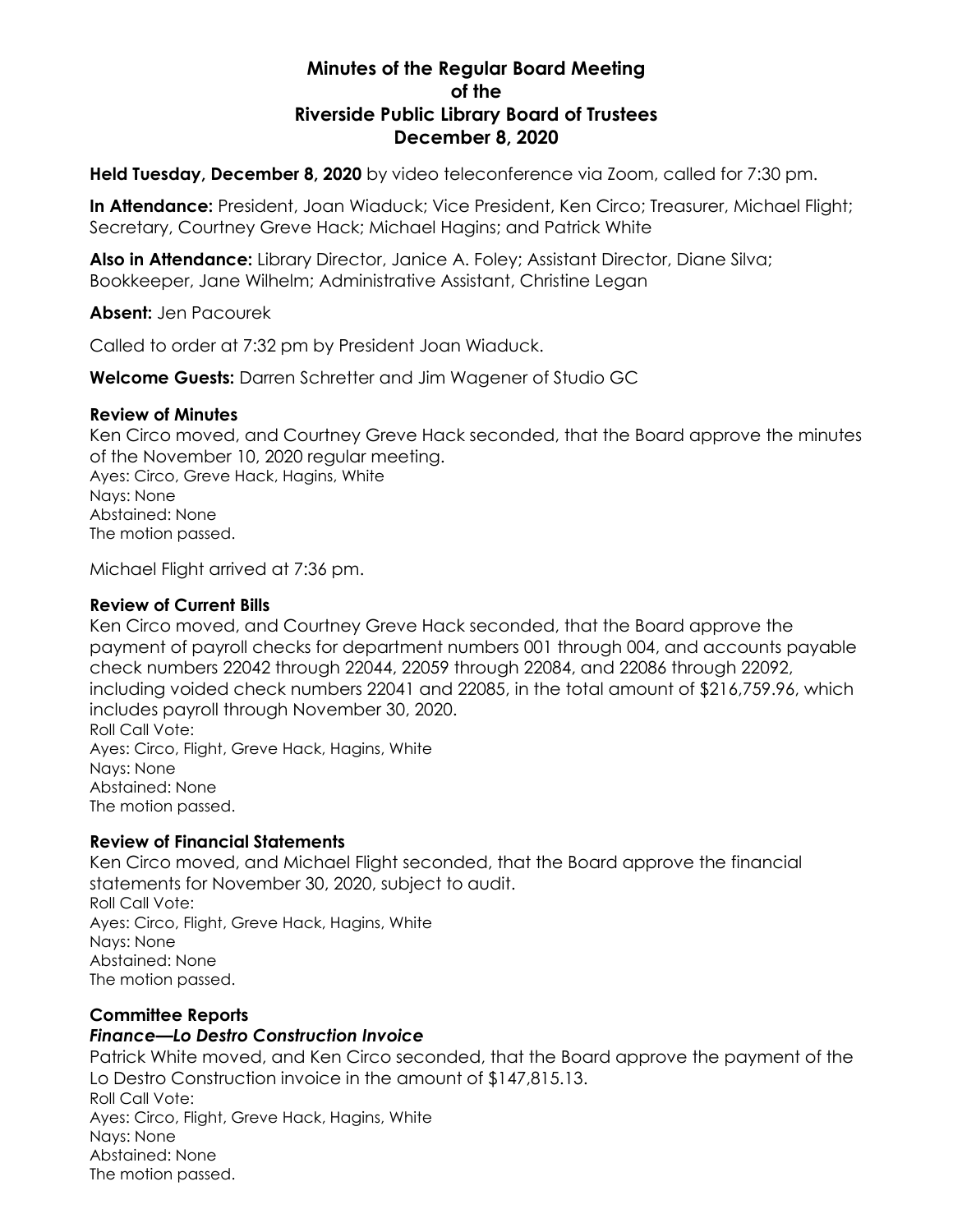# Minutes of the Regular Board Meeting of the Riverside Public Library Board of Trustees December 8, 2020

**Held Tuesday, December 8, 2020** by video teleconference via Zoom, called for 7:30 pm.

**In Attendance:** President, Joan Wiaduck; Vice President, Ken Circo; Treasurer, Michael Flight; Secretary, Courtney Greve Hack; Michael Hagins; and Patrick White

**Also in Attendance:** Library Director, Janice A. Foley; Assistant Director, Diane Silva; Bookkeeper, Jane Wilhelm; Administrative Assistant, Christine Legan

**Absent:** Jen Pacourek

Called to order at 7:32 pm by President Joan Wiaduck.

**Welcome Guests:** Darren Schretter and Jim Wagener of Studio GC

### Review of Minutes

Ken Circo moved, and Courtney Greve Hack seconded, that the Board approve the minutes of the November 10, 2020 regular meeting.
Ayes: Circo, Greve Hack, Hagins, White
Nays: None
Abstained: None
The motion passed.

Michael Flight arrived at 7:36 pm.

### Review of Current Bills

Ken Circo moved, and Courtney Greve Hack seconded, that the Board approve the payment of payroll checks for department numbers 001 through 004, and accounts payable check numbers 22042 through 22044, 22059 through 22084, and 22086 through 22092, including voided check numbers 22041 and 22085, in the total amount of $216,759.96, which includes payroll through November 30, 2020.
Roll Call Vote:
Ayes: Circo, Flight, Greve Hack, Hagins, White
Nays: None
Abstained: None
The motion passed.

### Review of Financial Statements

Ken Circo moved, and Michael Flight seconded, that the Board approve the financial statements for November 30, 2020, subject to audit.
Roll Call Vote:
Ayes: Circo, Flight, Greve Hack, Hagins, White
Nays: None
Abstained: None
The motion passed.

### Committee Reports

#### *Finance—Lo Destro Construction Invoice*

Patrick White moved, and Ken Circo seconded, that the Board approve the payment of the Lo Destro Construction invoice in the amount of $147,815.13.
Roll Call Vote:
Ayes: Circo, Flight, Greve Hack, Hagins, White
Nays: None
Abstained: None
The motion passed.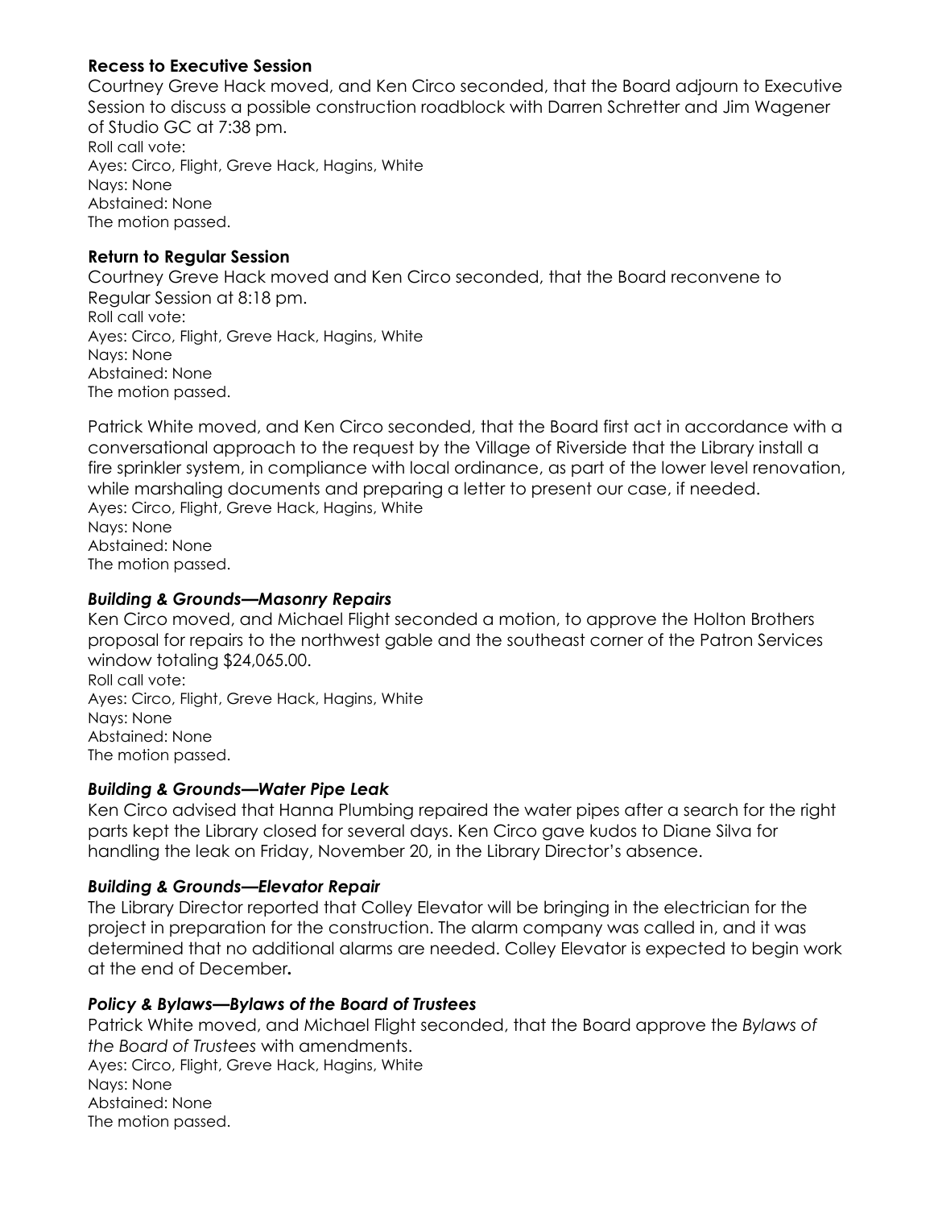### Recess to Executive Session

Courtney Greve Hack moved, and Ken Circo seconded, that the Board adjourn to Executive Session to discuss a possible construction roadblock with Darren Schretter and Jim Wagener of Studio GC at 7:38 pm.
Roll call vote:
Ayes: Circo, Flight, Greve Hack, Hagins, White
Nays: None
Abstained: None
The motion passed.

### Return to Regular Session

Courtney Greve Hack moved and Ken Circo seconded, that the Board reconvene to Regular Session at 8:18 pm.
Roll call vote:
Ayes: Circo, Flight, Greve Hack, Hagins, White
Nays: None
Abstained: None
The motion passed.

Patrick White moved, and Ken Circo seconded, that the Board first act in accordance with a conversational approach to the request by the Village of Riverside that the Library install a fire sprinkler system, in compliance with local ordinance, as part of the lower level renovation, while marshaling documents and preparing a letter to present our case, if needed.
Ayes: Circo, Flight, Greve Hack, Hagins, White
Nays: None
Abstained: None
The motion passed.

### *Building & Grounds—Masonry Repairs*

Ken Circo moved, and Michael Flight seconded a motion, to approve the Holton Brothers proposal for repairs to the northwest gable and the southeast corner of the Patron Services window totaling $24,065.00.
Roll call vote:
Ayes: Circo, Flight, Greve Hack, Hagins, White
Nays: None
Abstained: None
The motion passed.

### *Building & Grounds—Water Pipe Leak*

Ken Circo advised that Hanna Plumbing repaired the water pipes after a search for the right parts kept the Library closed for several days. Ken Circo gave kudos to Diane Silva for handling the leak on Friday, November 20, in the Library Director's absence.

### *Building & Grounds—Elevator Repair*

The Library Director reported that Colley Elevator will be bringing in the electrician for the project in preparation for the construction. The alarm company was called in, and it was determined that no additional alarms are needed. Colley Elevator is expected to begin work at the end of December.

### *Policy & Bylaws—Bylaws of the Board of Trustees*

Patrick White moved, and Michael Flight seconded, that the Board approve the *Bylaws of the Board of Trustees* with amendments.
Ayes: Circo, Flight, Greve Hack, Hagins, White
Nays: None
Abstained: None
The motion passed.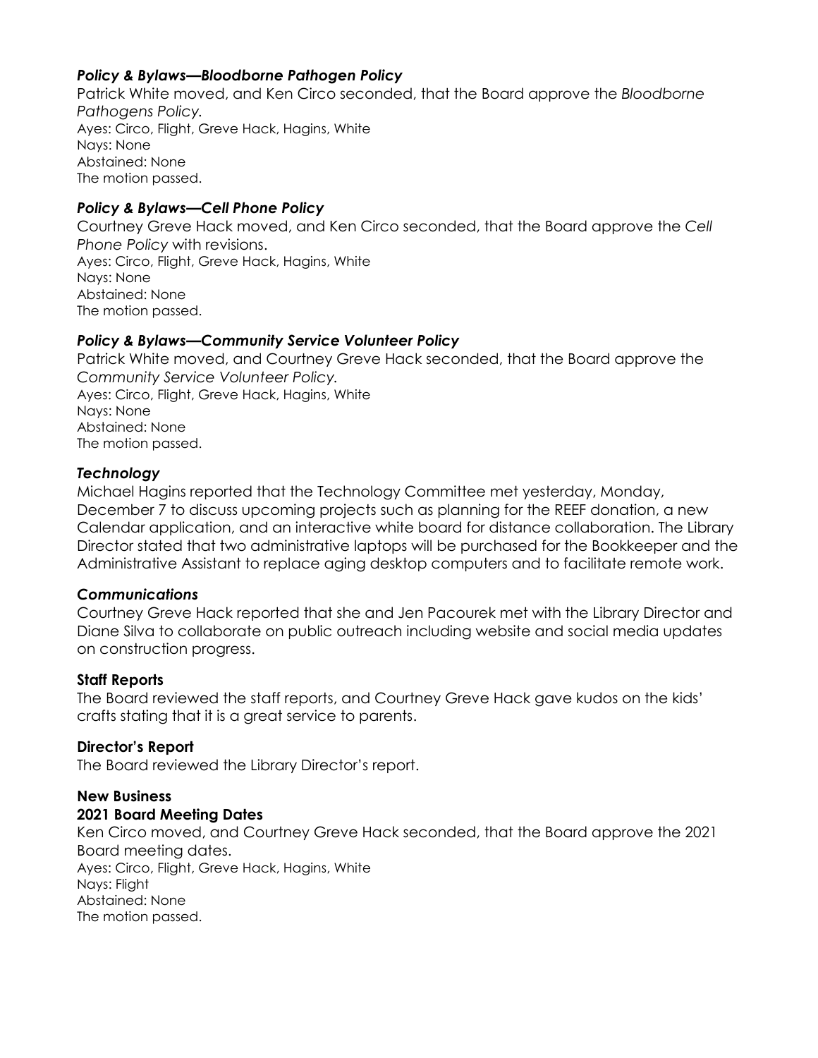### *Policy & Bylaws—Bloodborne Pathogen Policy*

Patrick White moved, and Ken Circo seconded, that the Board approve the *Bloodborne Pathogens Policy.*
Ayes: Circo, Flight, Greve Hack, Hagins, White
Nays: None
Abstained: None
The motion passed.

### *Policy & Bylaws—Cell Phone Policy*

Courtney Greve Hack moved, and Ken Circo seconded, that the Board approve the *Cell Phone Policy* with revisions.
Ayes: Circo, Flight, Greve Hack, Hagins, White
Nays: None
Abstained: None
The motion passed.

### *Policy & Bylaws—Community Service Volunteer Policy*

Patrick White moved, and Courtney Greve Hack seconded, that the Board approve the *Community Service Volunteer Policy.*
Ayes: Circo, Flight, Greve Hack, Hagins, White
Nays: None
Abstained: None
The motion passed.

### *Technology*

Michael Hagins reported that the Technology Committee met yesterday, Monday, December 7 to discuss upcoming projects such as planning for the REEF donation, a new Calendar application, and an interactive white board for distance collaboration. The Library Director stated that two administrative laptops will be purchased for the Bookkeeper and the Administrative Assistant to replace aging desktop computers and to facilitate remote work.

### *Communications*

Courtney Greve Hack reported that she and Jen Pacourek met with the Library Director and Diane Silva to collaborate on public outreach including website and social media updates on construction progress.

## Staff Reports

The Board reviewed the staff reports, and Courtney Greve Hack gave kudos on the kids' crafts stating that it is a great service to parents.

## Director's Report

The Board reviewed the Library Director's report.

## New Business

### 2021 Board Meeting Dates

Ken Circo moved, and Courtney Greve Hack seconded, that the Board approve the 2021 Board meeting dates.
Ayes: Circo, Flight, Greve Hack, Hagins, White
Nays: Flight
Abstained: None
The motion passed.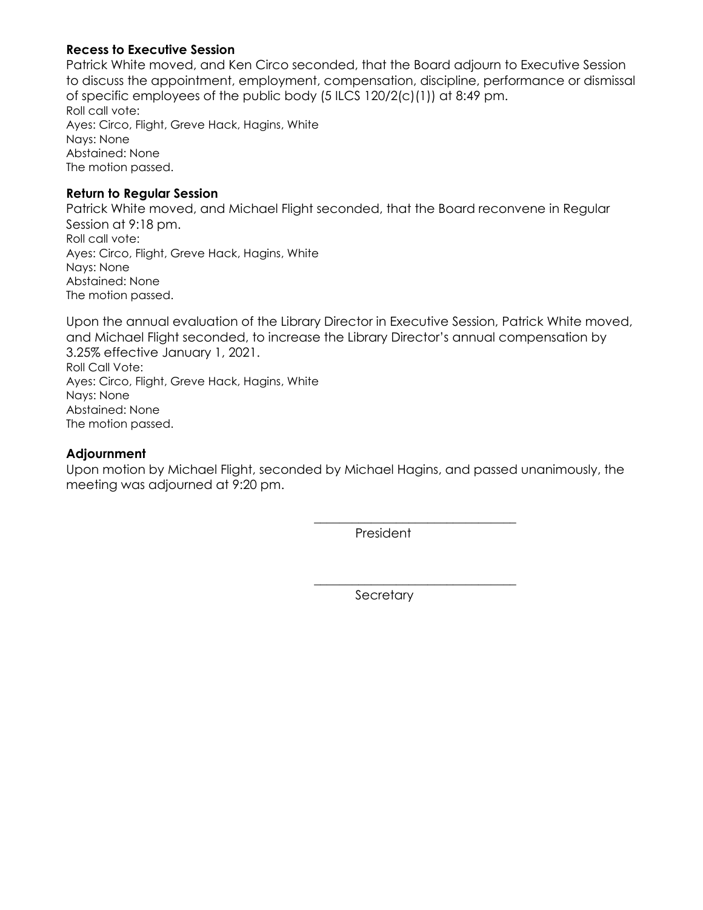### Recess to Executive Session

Patrick White moved, and Ken Circo seconded, that the Board adjourn to Executive Session to discuss the appointment, employment, compensation, discipline, performance or dismissal of specific employees of the public body (5 ILCS 120/2(c)(1)) at 8:49 pm.
Roll call vote:
Ayes: Circo, Flight, Greve Hack, Hagins, White
Nays: None
Abstained: None
The motion passed.

### Return to Regular Session

Patrick White moved, and Michael Flight seconded, that the Board reconvene in Regular Session at 9:18 pm.
Roll call vote:
Ayes: Circo, Flight, Greve Hack, Hagins, White
Nays: None
Abstained: None
The motion passed.

Upon the annual evaluation of the Library Director in Executive Session, Patrick White moved, and Michael Flight seconded, to increase the Library Director's annual compensation by 3.25% effective January 1, 2021.
Roll Call Vote:
Ayes: Circo, Flight, Greve Hack, Hagins, White
Nays: None
Abstained: None
The motion passed.

### Adjournment

Upon motion by Michael Flight, seconded by Michael Hagins, and passed unanimously, the meeting was adjourned at 9:20 pm.

\_\_\_\_\_\_\_\_\_\_\_\_\_\_\_\_\_\_\_\_\_\_\_\_\_\_\_\_\_\_\_\_
President

\_\_\_\_\_\_\_\_\_\_\_\_\_\_\_\_\_\_\_\_\_\_\_\_\_\_\_\_\_\_\_\_
Secretary